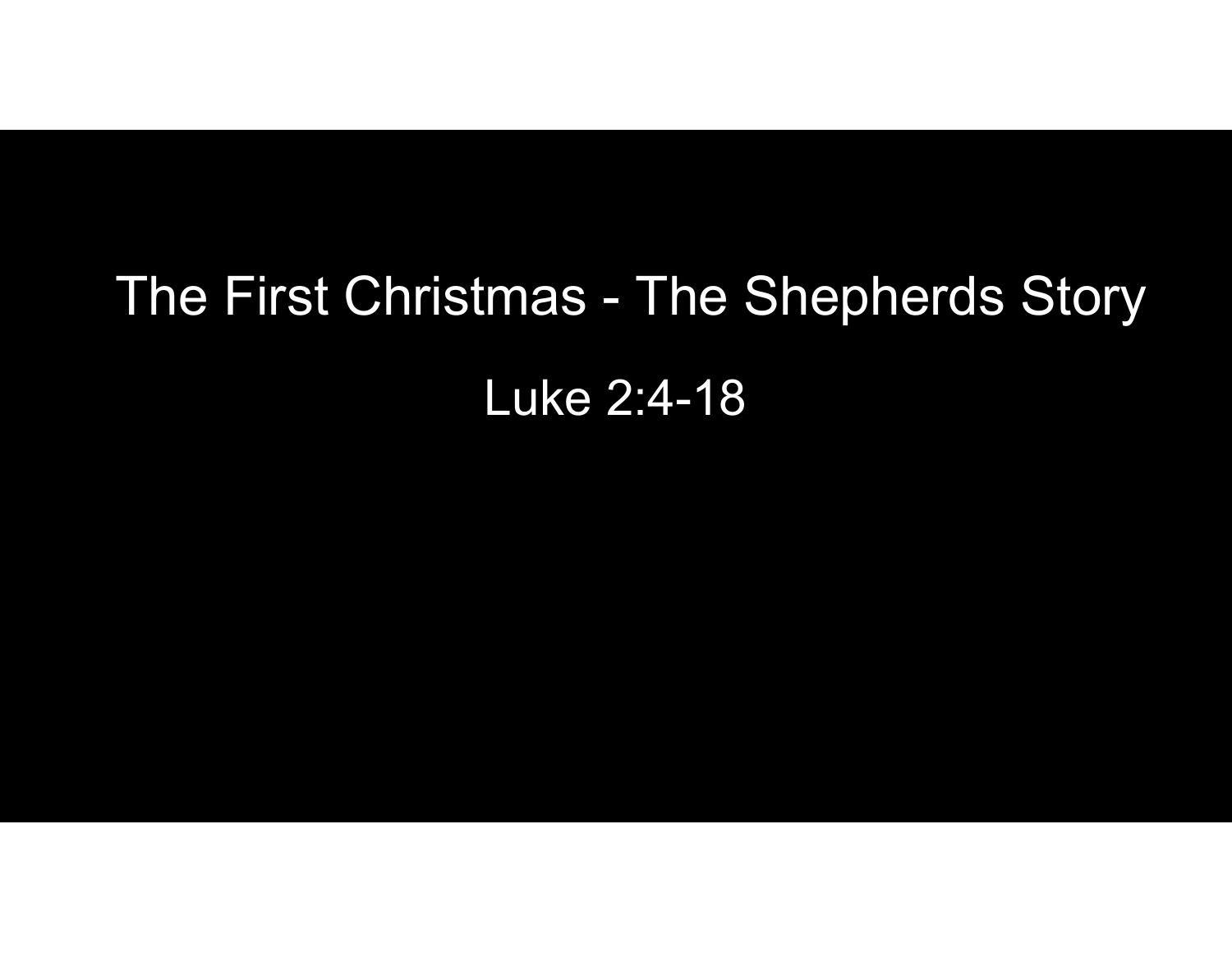# The First Christmas - The Shepherds Story

## Luke 2:4-18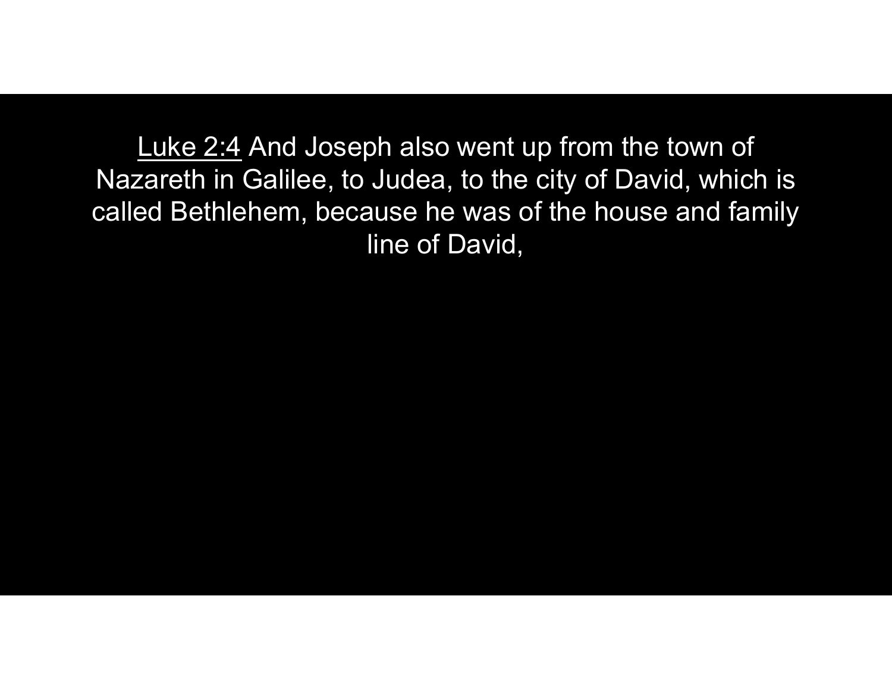Luke 2:4 And Joseph also went up from the town of Nazareth in Galilee, to Judea, to the city of David, which is called Bethlehem, because he was of the house and family line of David,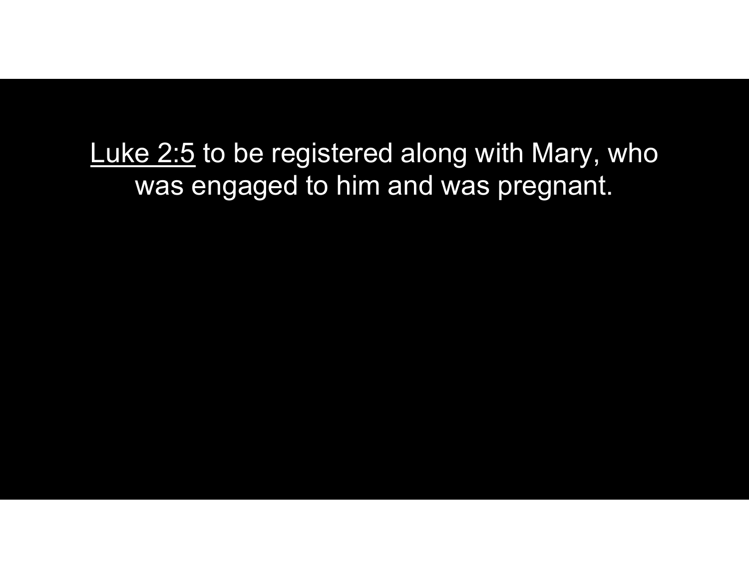<u>Luke 2:5</u> to be registered along with Mary, who was engaged to him and was pregnant.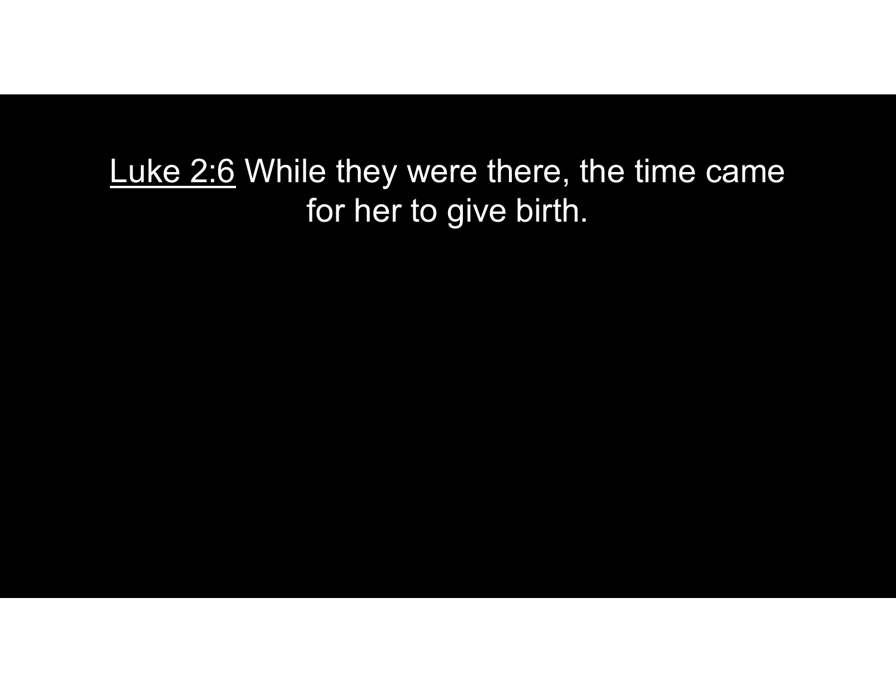Luke 2:6 While they were there, the time came for her to give birth.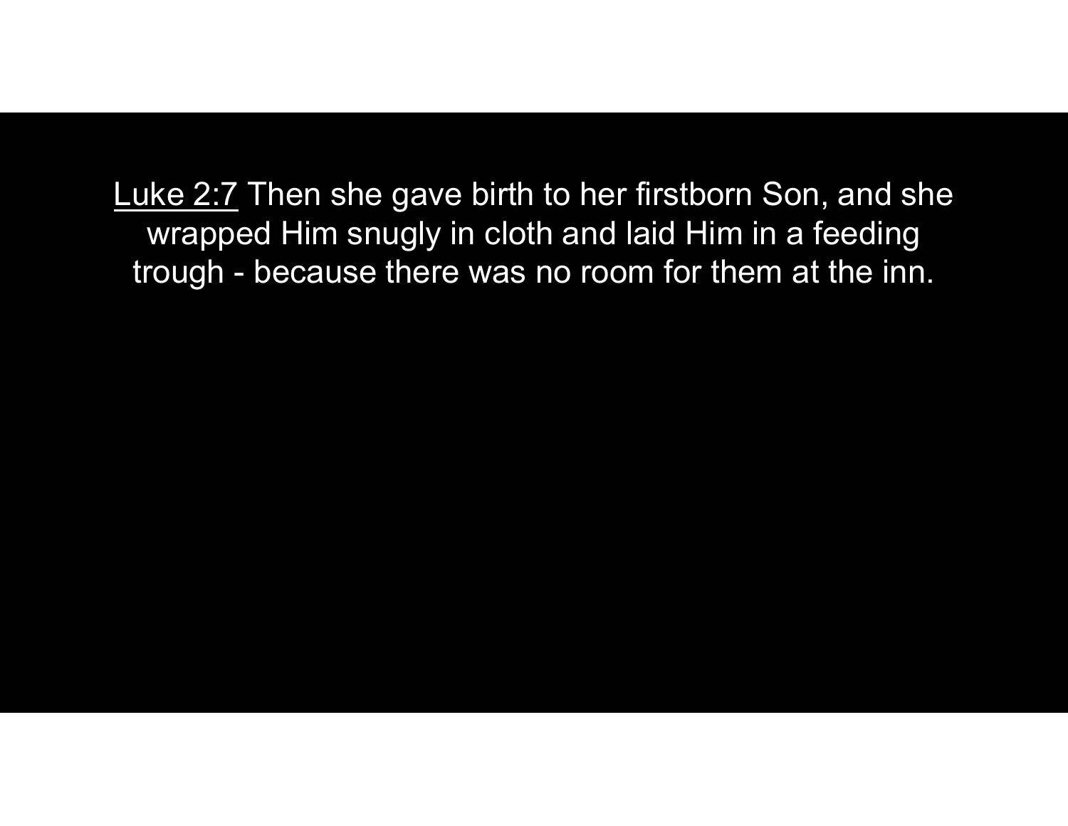<u>Luke 2:7</u> Then she gave birth to her firstborn Son, and she wrapped Him snugly in cloth and laid Him in a feeding trough - because there was no room for them at the inn.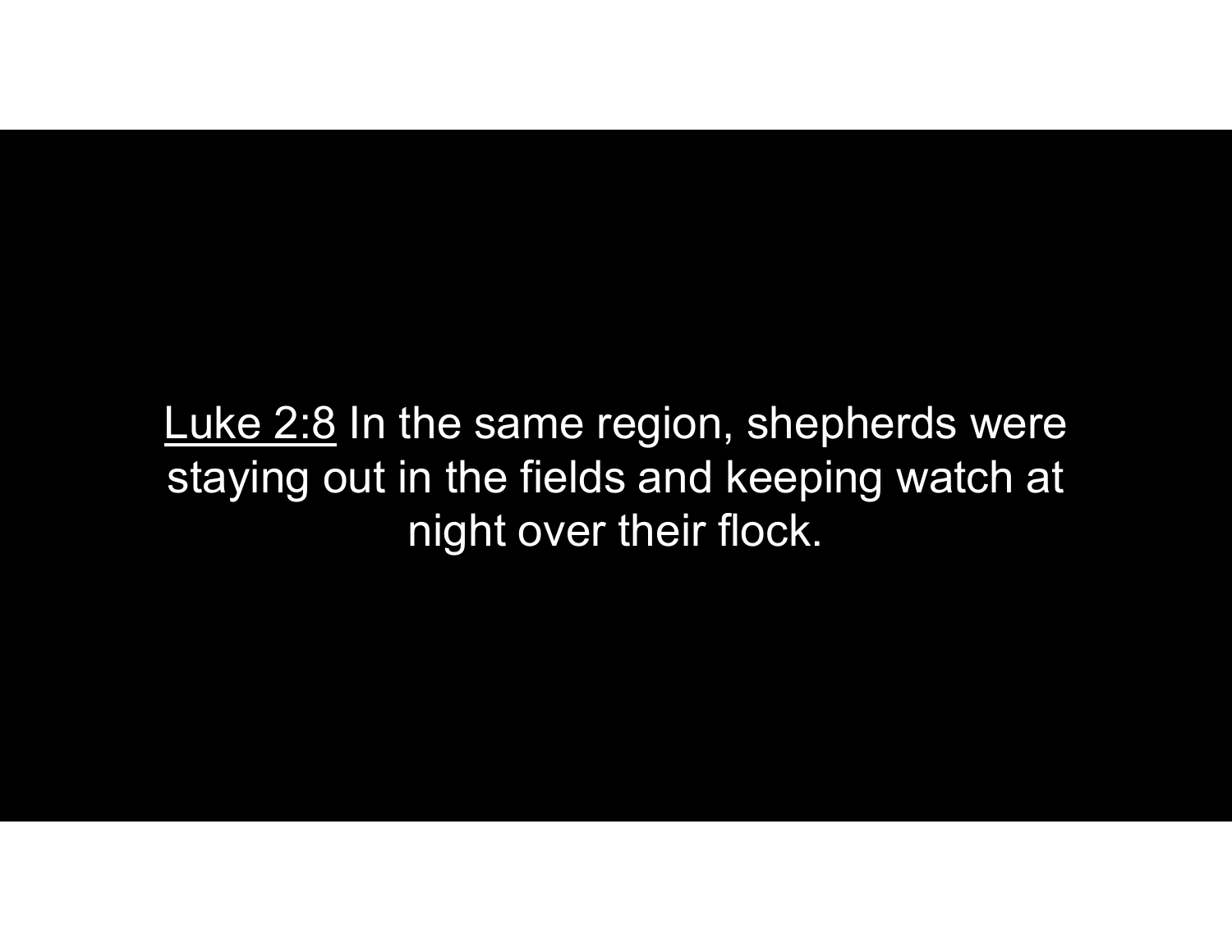Luke 2:8 In the same region, shepherds were staying out in the fields and keeping watch at night over their flock.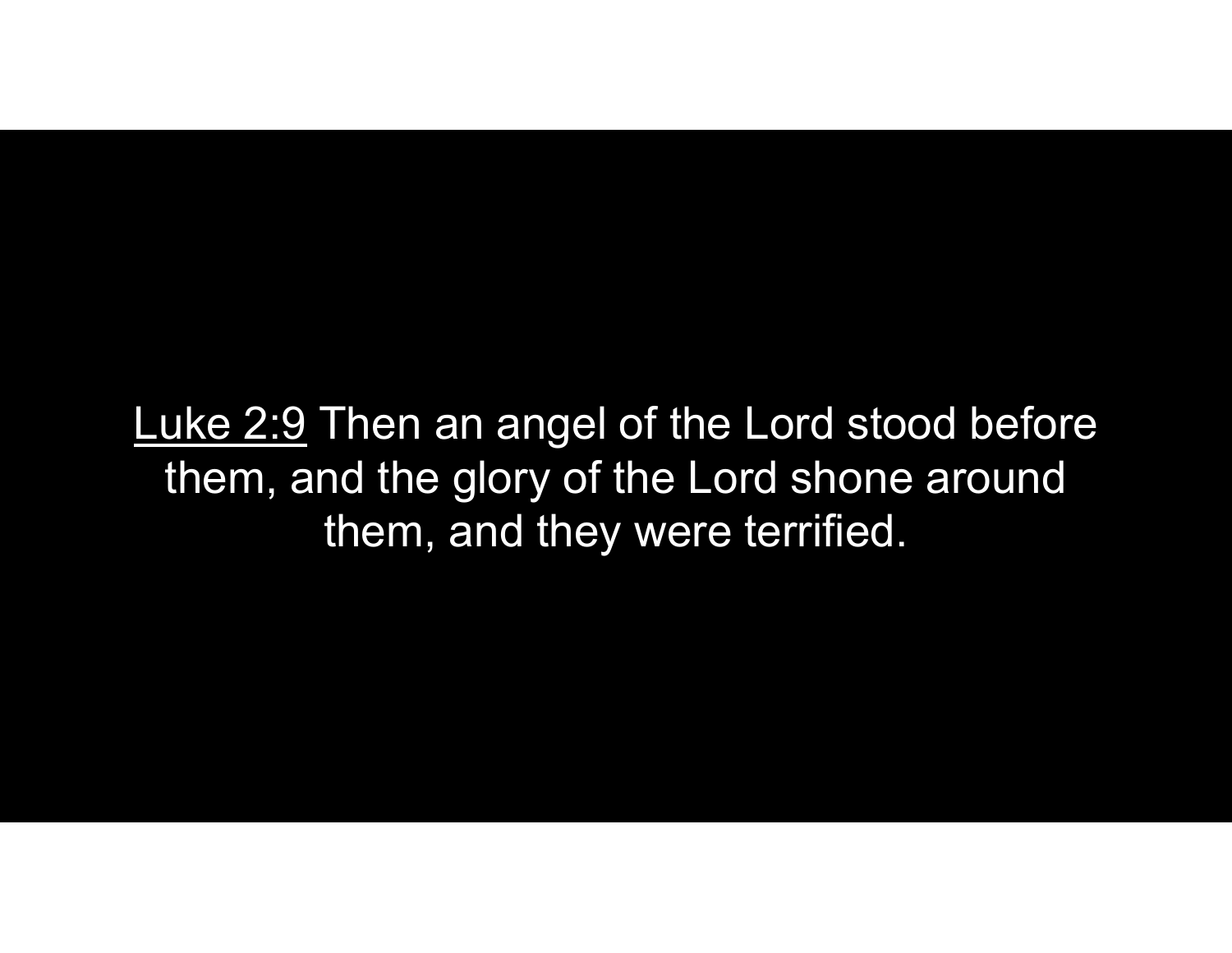<u>Luke 2:9</u> Then an angel of the Lord stood before them, and the glory of the Lord shone around them, and they were terrified.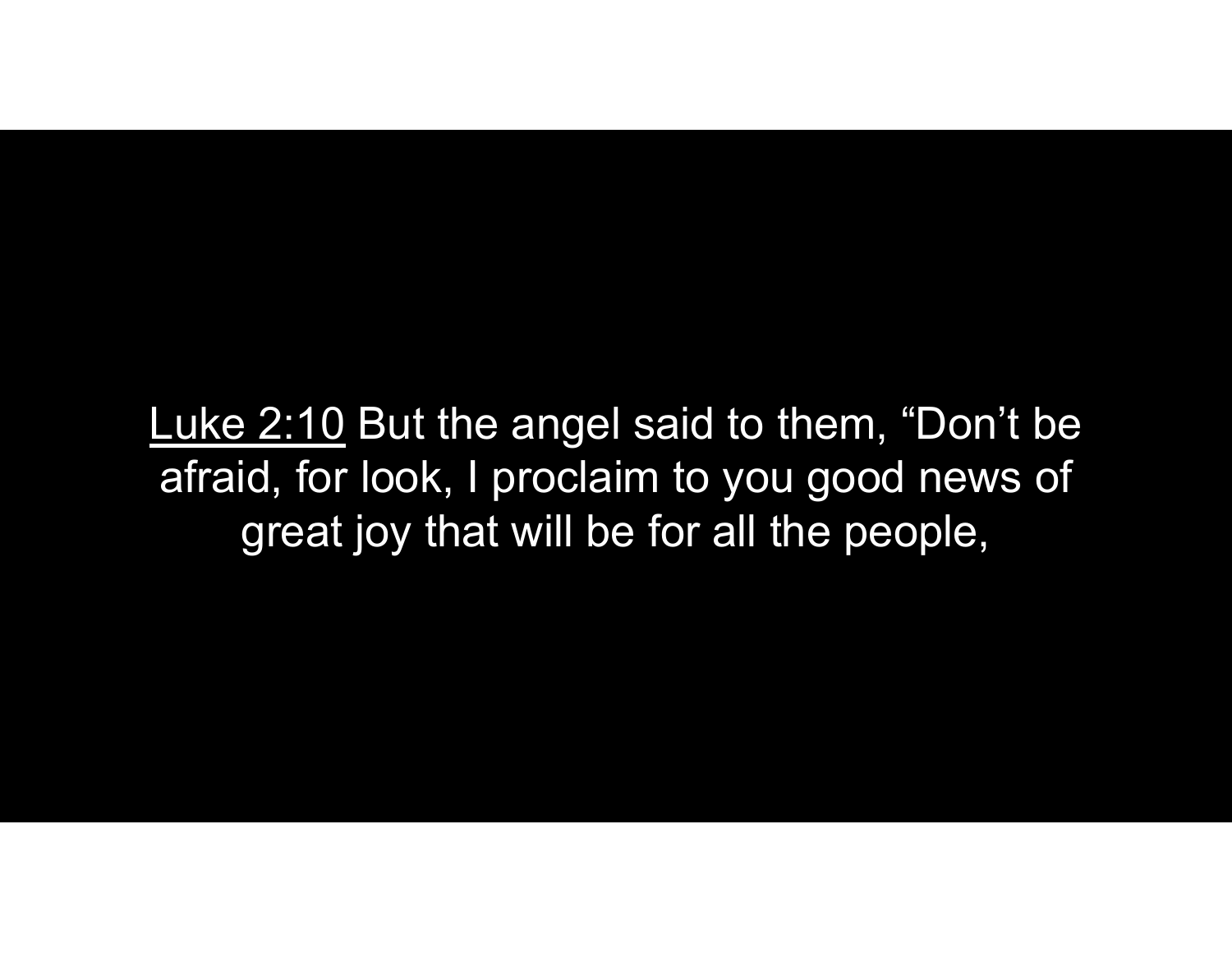Luke 2:10 But the angel said to them, “Don’t be afraid, for look, I proclaim to you good news of great joy that will be for all the people,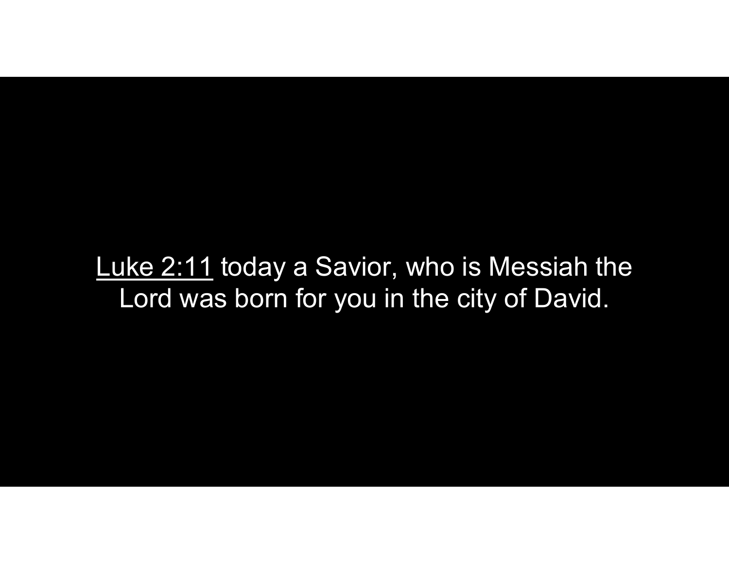Luke 2:11 today a Savior, who is Messiah the Lord was born for you in the city of David.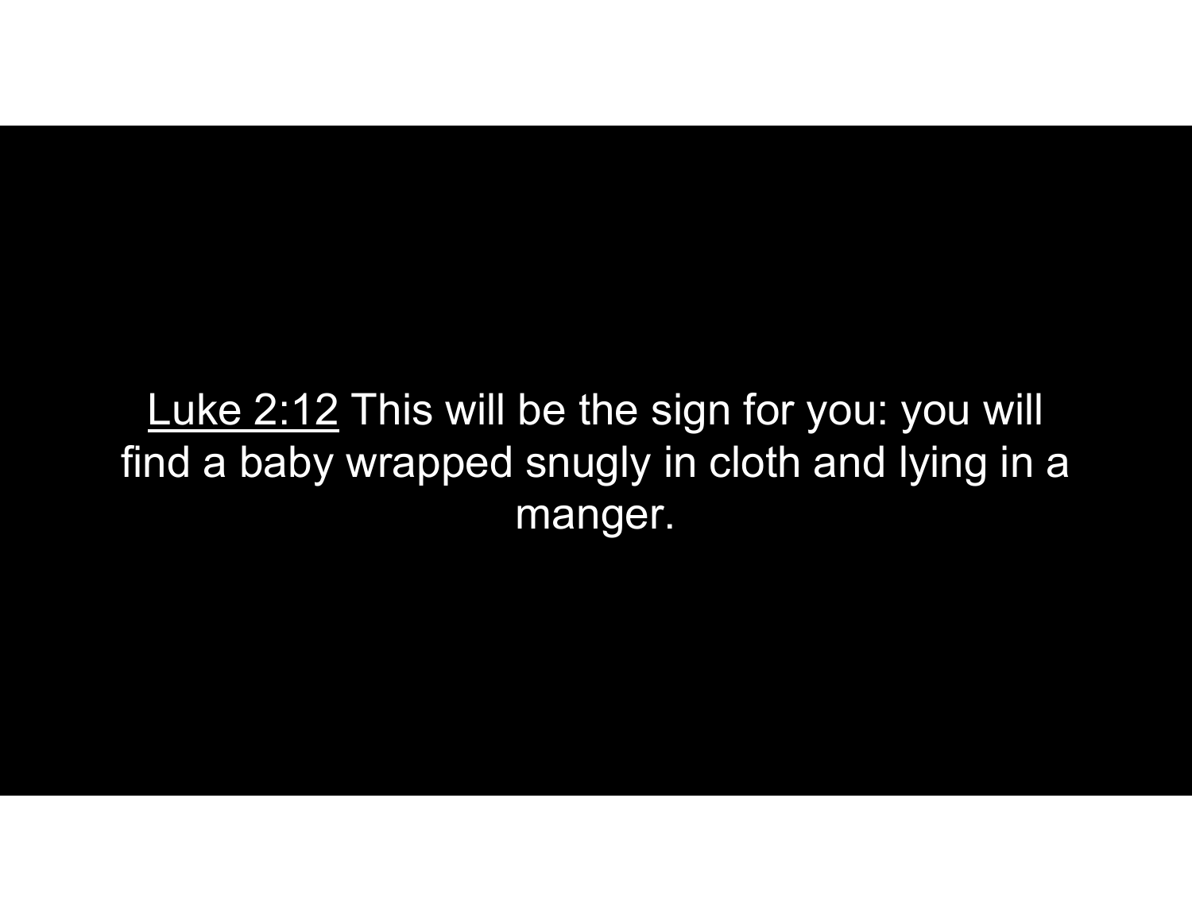Luke 2:12 This will be the sign for you: you will find a baby wrapped snugly in cloth and lying in a manger.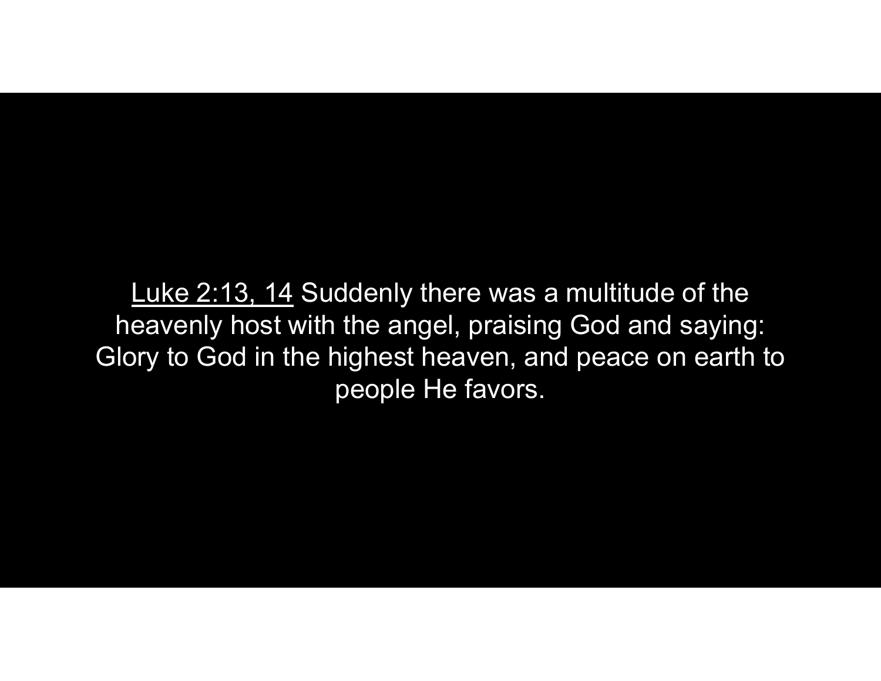Luke 2:13, 14 Suddenly there was a multitude of the heavenly host with the angel, praising God and saying: Glory to God in the highest heaven, and peace on earth to people He favors.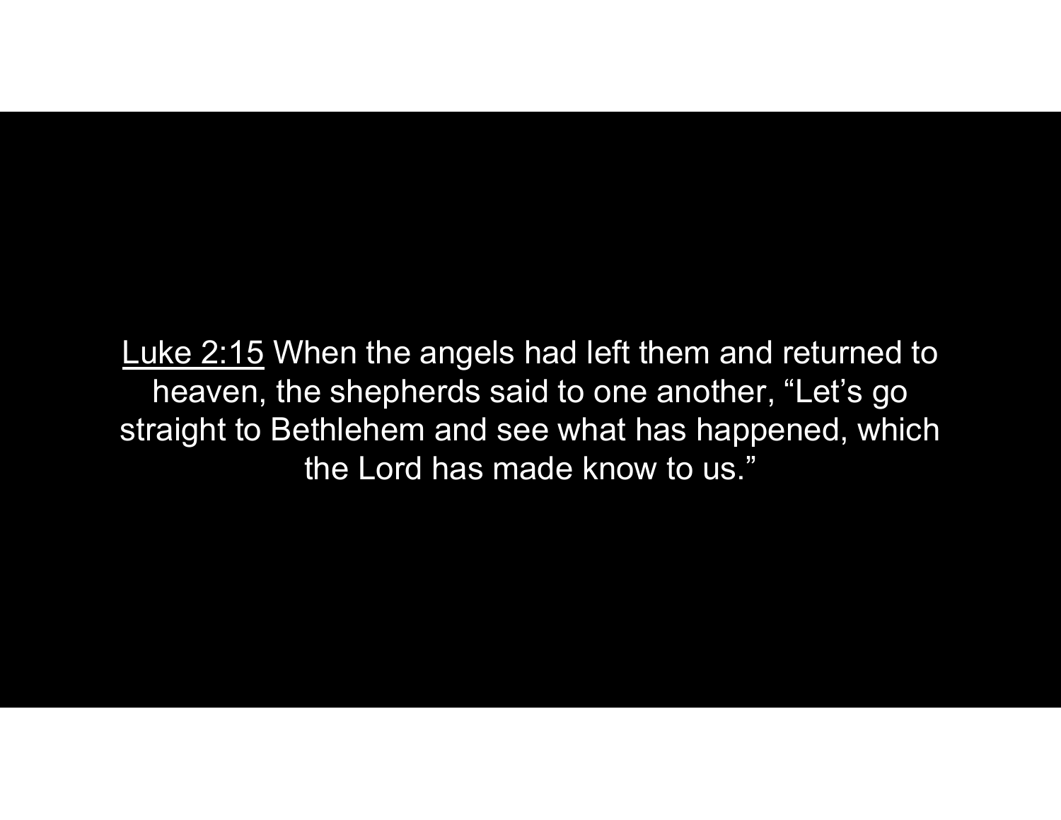Luke 2:15 When the angels had left them and returned to heaven, the shepherds said to one another, “Let’s go straight to Bethlehem and see what has happened, which the Lord has made know to us.”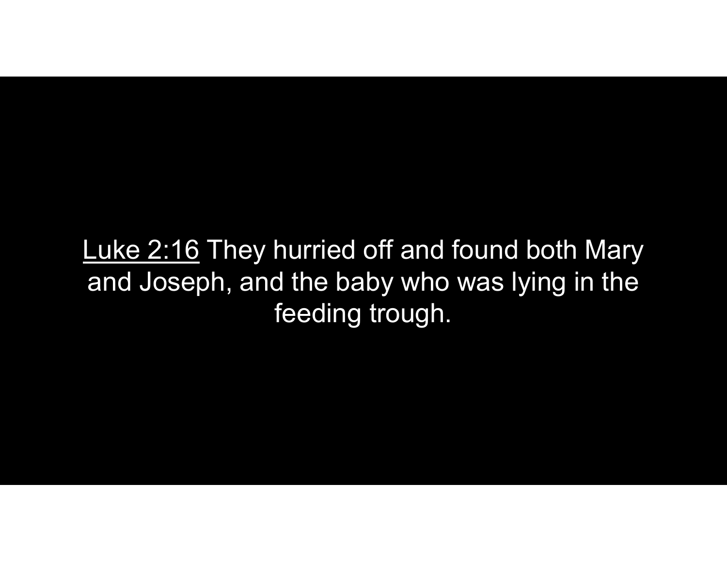<u>Luke 2:16</u> They hurried off and found both Mary and Joseph, and the baby who was lying in the feeding trough.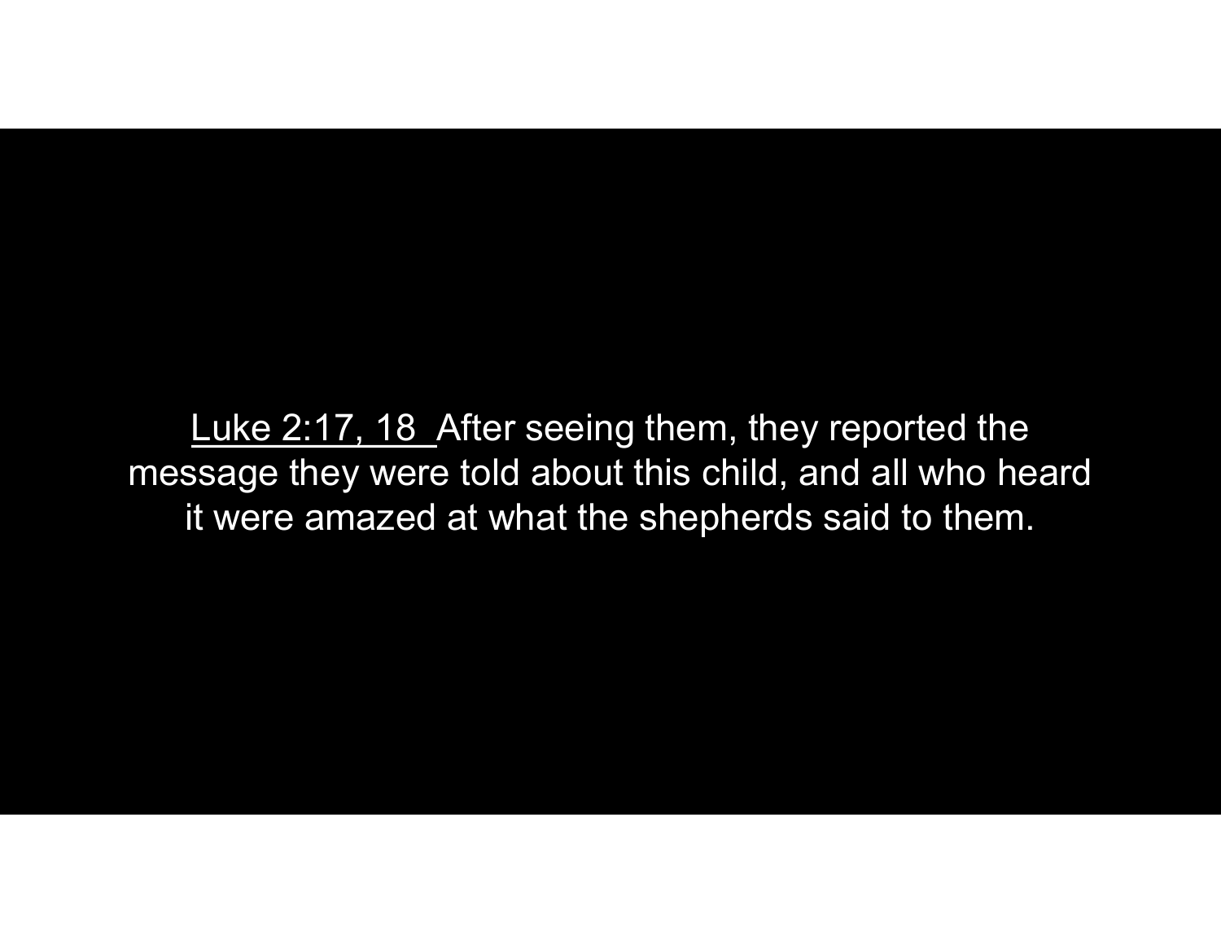<u>Luke 2:17, 18</u> After seeing them, they reported the message they were told about this child, and all who heard it were amazed at what the shepherds said to them.